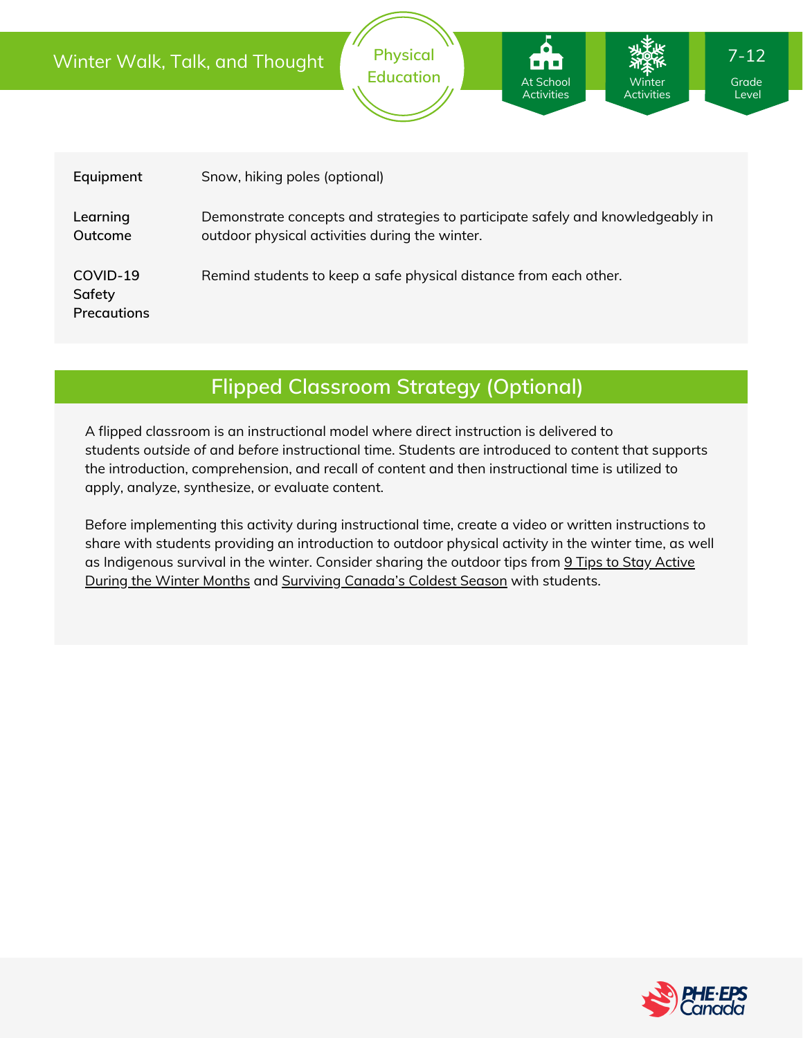# Winter Walk, Talk, and Thought

Physical Education

At School Activities | Winter Activities | 7-12 Grade Level

| | |
|---|---|
| **Equipment** | Snow, hiking poles (optional) |
| **Learning Outcome** | Demonstrate concepts and strategies to participate safely and knowledgeably in outdoor physical activities during the winter. |
| **COVID-19 Safety Precautions** | Remind students to keep a safe physical distance from each other. |

## Flipped Classroom Strategy (Optional)

A flipped classroom is an instructional model where direct instruction is delivered to students *outside of* and *before* instructional time. Students are introduced to content that supports the introduction, comprehension, and recall of content and then instructional time is utilized to apply, analyze, synthesize, or evaluate content.

Before implementing this activity during instructional time, create a video or written instructions to share with students providing an introduction to outdoor physical activity in the winter time, as well as Indigenous survival in the winter. Consider sharing the outdoor tips from 9 Tips to Stay Active During the Winter Months and Surviving Canada's Coldest Season with students.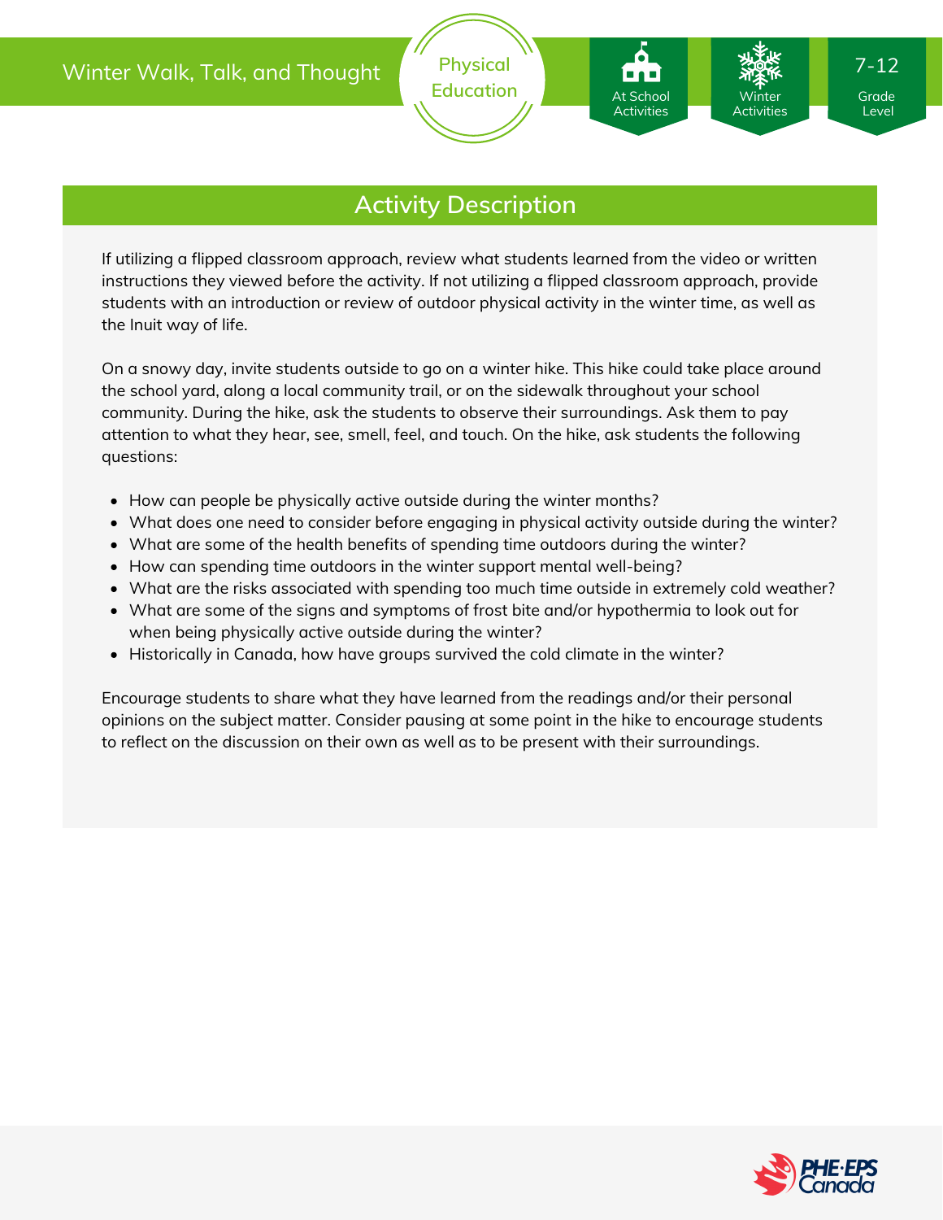## Activity Description

If utilizing a flipped classroom approach, review what students learned from the video or written instructions they viewed before the activity. If not utilizing a flipped classroom approach, provide students with an introduction or review of outdoor physical activity in the winter time, as well as the Inuit way of life.

On a snowy day, invite students outside to go on a winter hike. This hike could take place around the school yard, along a local community trail, or on the sidewalk throughout your school community. During the hike, ask the students to observe their surroundings. Ask them to pay attention to what they hear, see, smell, feel, and touch. On the hike, ask students the following questions:

- How can people be physically active outside during the winter months?
- What does one need to consider before engaging in physical activity outside during the winter?
- What are some of the health benefits of spending time outdoors during the winter?
- How can spending time outdoors in the winter support mental well-being?
- What are the risks associated with spending too much time outside in extremely cold weather?
- What are some of the signs and symptoms of frost bite and/or hypothermia to look out for when being physically active outside during the winter?
- Historically in Canada, how have groups survived the cold climate in the winter?

Encourage students to share what they have learned from the readings and/or their personal opinions on the subject matter. Consider pausing at some point in the hike to encourage students to reflect on the discussion on their own as well as to be present with their surroundings.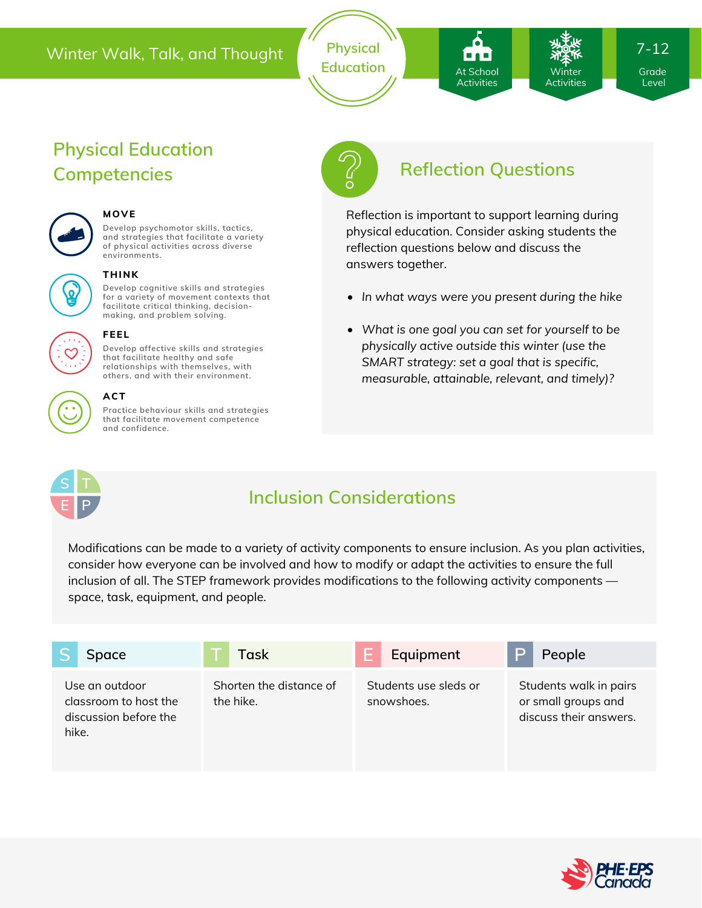Winter Walk, Talk, and Thought

Physical Education

At School Activities | Winter Activities | 7-12 Grade Level

## Physical Education Competencies

**MOVE**
Develop psychomotor skills, tactics, and strategies that facilitate a variety of physical activities across diverse environments.

**THINK**
Develop cognitive skills and strategies for a variety of movement contexts that facilitate critical thinking, decision-making, and problem solving.

**FEEL**
Develop affective skills and strategies that facilitate healthy and safe relationships with themselves, with others, and with their environment.

**ACT**
Practice behaviour skills and strategies that facilitate movement competence and confidence.

## Reflection Questions

Reflection is important to support learning during physical education. Consider asking students the reflection questions below and discuss the answers together.

- *In what ways were you present during the hike*
- *What is one goal you can set for yourself to be physically active outside this winter (use the SMART strategy: set a goal that is specific, measurable, attainable, relevant, and timely)?*

## Inclusion Considerations

Modifications can be made to a variety of activity components to ensure inclusion. As you plan activities, consider how everyone can be involved and how to modify or adapt the activities to ensure the full inclusion of all. The STEP framework provides modifications to the following activity components — space, task, equipment, and people.

| S Space | T Task | E Equipment | P People |
| --- | --- | --- | --- |
| Use an outdoor classroom to host the discussion before the hike. | Shorten the distance of the hike. | Students use sleds or snowshoes. | Students walk in pairs or small groups and discuss their answers. |

PHE·EPS Canada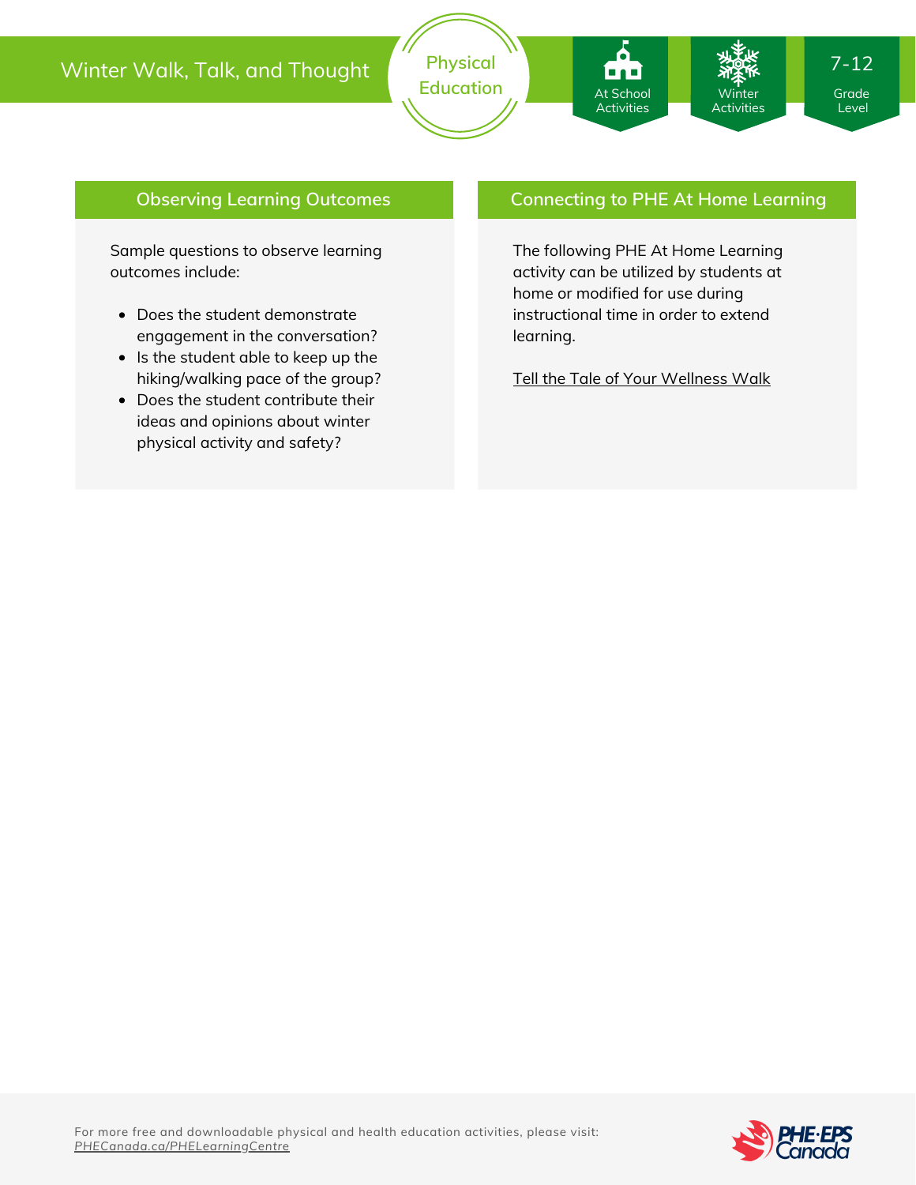## Observing Learning Outcomes

Sample questions to observe learning outcomes include:

- Does the student demonstrate engagement in the conversation?
- Is the student able to keep up the hiking/walking pace of the group?
- Does the student contribute their ideas and opinions about winter physical activity and safety?

## Connecting to PHE At Home Learning

The following PHE At Home Learning activity can be utilized by students at home or modified for use during instructional time in order to extend learning.

Tell the Tale of Your Wellness Walk

For more free and downloadable physical and health education activities, please visit: *PHECanada.ca/PHELearningCentre*